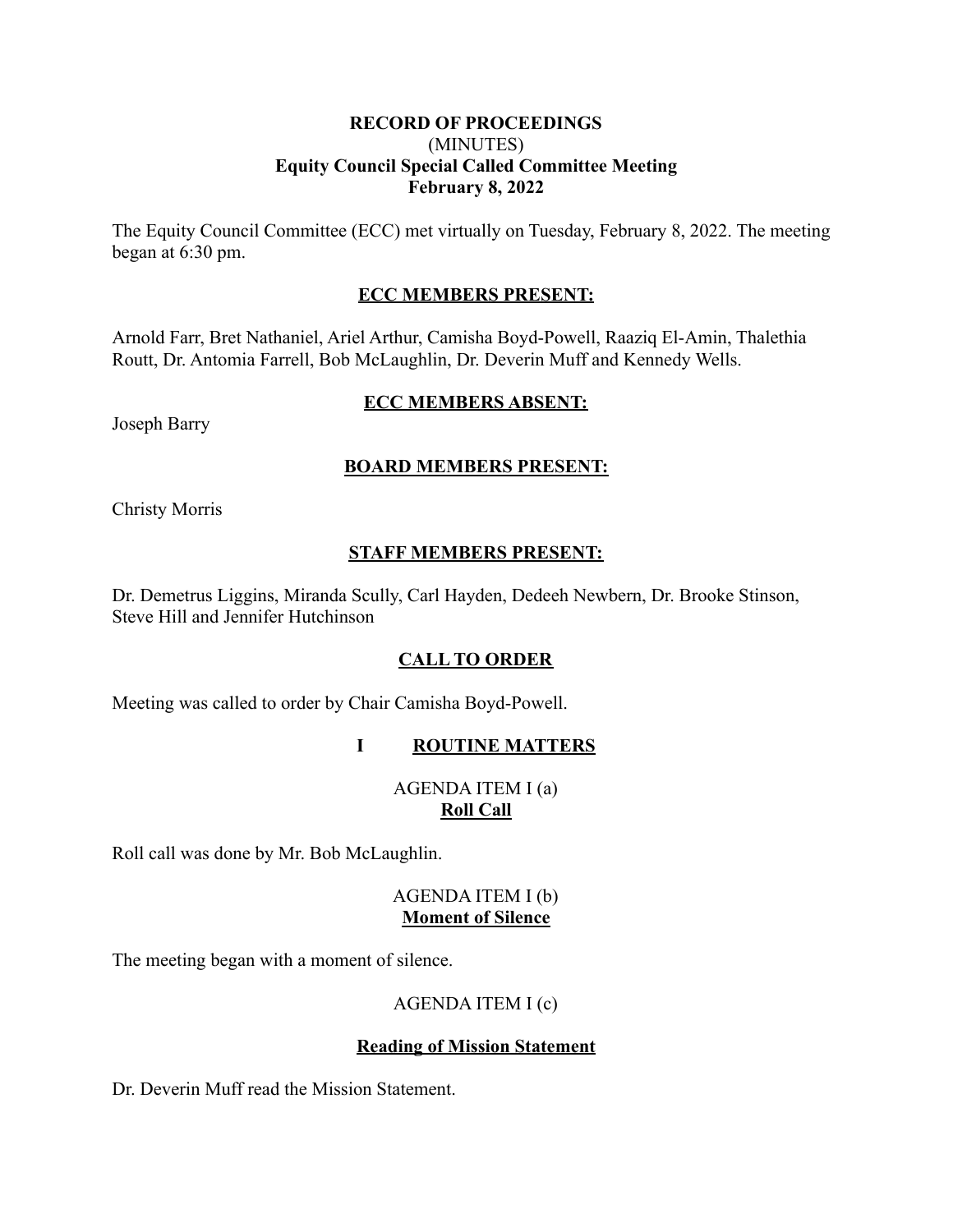**RECORD OF PROCEEDINGS**
(MINUTES)
**Equity Council Special Called Committee Meeting**
**February 8, 2022**

The Equity Council Committee (ECC) met virtually on Tuesday, February 8, 2022. The meeting began at 6:30 pm.

**ECC MEMBERS PRESENT:**

Arnold Farr, Bret Nathaniel, Ariel Arthur, Camisha Boyd-Powell, Raaziq El-Amin, Thalethia Routt, Dr. Antomia Farrell, Bob McLaughlin, Dr. Deverin Muff and Kennedy Wells.

**ECC MEMBERS ABSENT:**

Joseph Barry

**BOARD MEMBERS PRESENT:**

Christy Morris

**STAFF MEMBERS PRESENT:**

Dr. Demetrus Liggins, Miranda Scully, Carl Hayden, Dedeeh Newbern, Dr. Brooke Stinson, Steve Hill and Jennifer Hutchinson

**CALL TO ORDER**

Meeting was called to order by Chair Camisha Boyd-Powell.

**I ROUTINE MATTERS**

AGENDA ITEM I (a)
**Roll Call**

Roll call was done by Mr. Bob McLaughlin.

AGENDA ITEM I (b)
**Moment of Silence**

The meeting began with a moment of silence.

AGENDA ITEM I (c)

**Reading of Mission Statement**

Dr. Deverin Muff read the Mission Statement.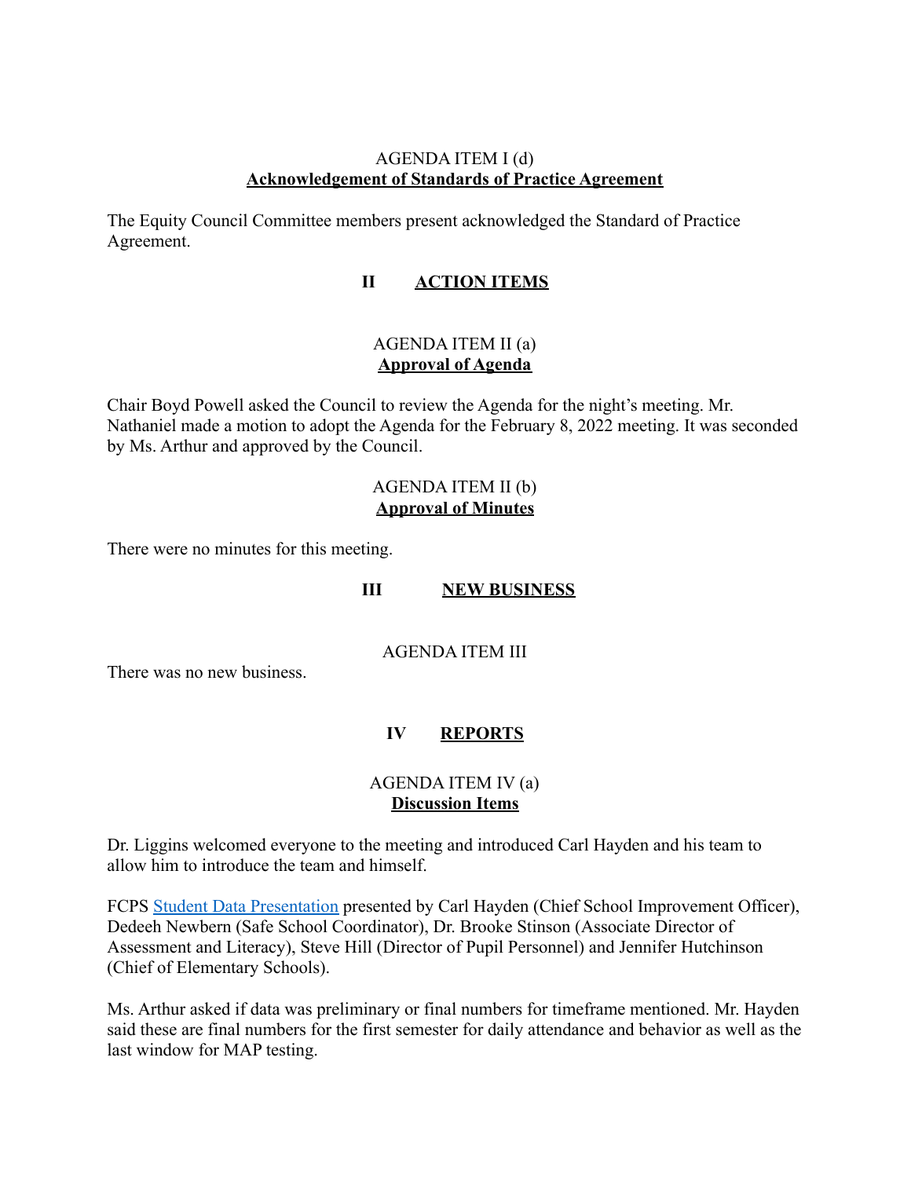AGENDA ITEM I (d)
**Acknowledgement of Standards of Practice Agreement**

The Equity Council Committee members present acknowledged the Standard of Practice Agreement.

## II ACTION ITEMS

AGENDA ITEM II (a)
**Approval of Agenda**

Chair Boyd Powell asked the Council to review the Agenda for the night's meeting. Mr. Nathaniel made a motion to adopt the Agenda for the February 8, 2022 meeting. It was seconded by Ms. Arthur and approved by the Council.

AGENDA ITEM II (b)
**Approval of Minutes**

There were no minutes for this meeting.

## III NEW BUSINESS

AGENDA ITEM III

There was no new business.

## IV REPORTS

AGENDA ITEM IV (a)
**Discussion Items**

Dr. Liggins welcomed everyone to the meeting and introduced Carl Hayden and his team to allow him to introduce the team and himself.

FCPS Student Data Presentation presented by Carl Hayden (Chief School Improvement Officer), Dedeeh Newbern (Safe School Coordinator), Dr. Brooke Stinson (Associate Director of Assessment and Literacy), Steve Hill (Director of Pupil Personnel) and Jennifer Hutchinson (Chief of Elementary Schools).

Ms. Arthur asked if data was preliminary or final numbers for timeframe mentioned. Mr. Hayden said these are final numbers for the first semester for daily attendance and behavior as well as the last window for MAP testing.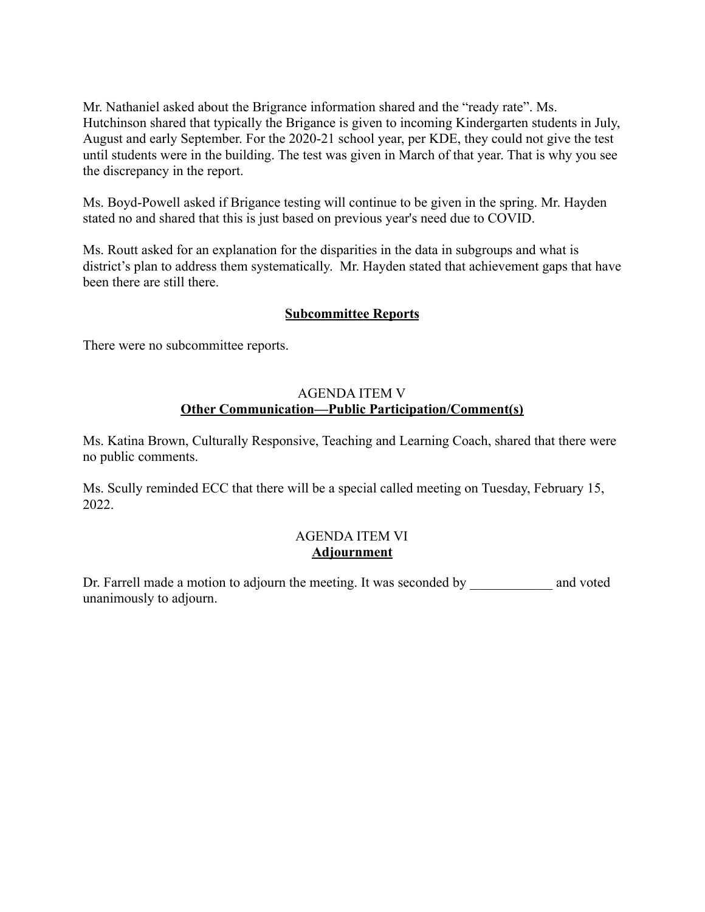Mr. Nathaniel asked about the Brigrance information shared and the "ready rate". Ms. Hutchinson shared that typically the Brigance is given to incoming Kindergarten students in July, August and early September. For the 2020-21 school year, per KDE, they could not give the test until students were in the building. The test was given in March of that year. That is why you see the discrepancy in the report.

Ms. Boyd-Powell asked if Brigance testing will continue to be given in the spring. Mr. Hayden stated no and shared that this is just based on previous year's need due to COVID.

Ms. Routt asked for an explanation for the disparities in the data in subgroups and what is district's plan to address them systematically. Mr. Hayden stated that achievement gaps that have been there are still there.

**Subcommittee Reports**

There were no subcommittee reports.

AGENDA ITEM V

**Other Communication—Public Participation/Comment(s)**

Ms. Katina Brown, Culturally Responsive, Teaching and Learning Coach, shared that there were no public comments.

Ms. Scully reminded ECC that there will be a special called meeting on Tuesday, February 15, 2022.

AGENDA ITEM VI

**Adjournment**

Dr. Farrell made a motion to adjourn the meeting. It was seconded by ____________ and voted unanimously to adjourn.